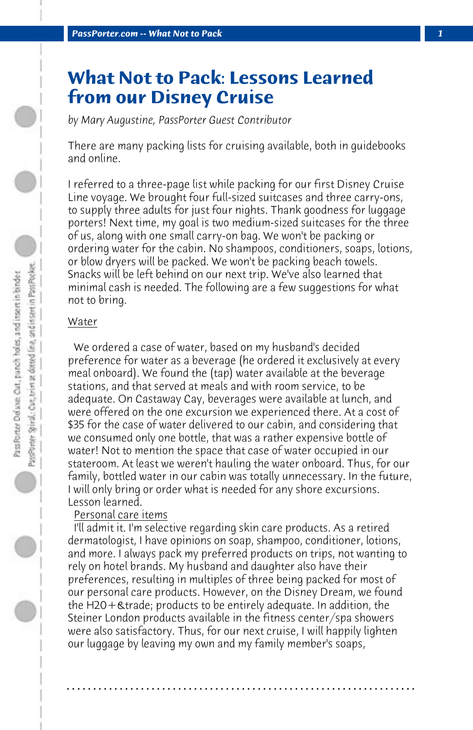# What Not to Pack: Lessons Learned from our Disney Cruise

*by Mary Augustine, PassPorter Guest Contributor*

There are many packing lists for cruising available, both in guidebooks and online.

I referred to a three-page list while packing for our first Disney Cruise Line voyage. We brought four full-sized suitcases and three carry-ons, to supply three adults for just four nights. Thank goodness for luggage porters! Next time, my goal is two medium-sized suitcases for the three of us, along with one small carry-on bag. We won't be packing or ordering water for the cabin. No shampoos, conditioners, soaps, lotions, or blow dryers will be packed. We won't be packing beach towels. Snacks will be left behind on our next trip. We've also learned that minimal cash is needed. The following are a few suggestions for what not to bring.

<u>Water</u>

We ordered a case of water, based on my husband's decided preference for water as a beverage (he ordered it exclusively at every meal onboard). We found the (tap) water available at the beverage stations, and that served at meals and with room service, to be adequate. On Castaway Cay, beverages were available at lunch, and were offered on the one excursion we experienced there. At a cost of $35 for the case of water delivered to our cabin, and considering that we consumed only one bottle, that was a rather expensive bottle of water! Not to mention the space that case of water occupied in our stateroom. At least we weren't hauling the water onboard. Thus, for our family, bottled water in our cabin was totally unnecessary. In the future, I will only bring or order what is needed for any shore excursions. Lesson learned.

<u>Personal care items</u>

I'll admit it. I'm selective regarding skin care products. As a retired dermatologist, I have opinions on soap, shampoo, conditioner, lotions, and more. I always pack my preferred products on trips, not wanting to rely on hotel brands. My husband and daughter also have their preferences, resulting in multiples of three being packed for most of our personal care products. However, on the Disney Dream, we found the H2O+&trade; products to be entirely adequate. In addition, the Steiner London products available in the fitness center/spa showers were also satisfactory. Thus, for our next cruise, I will happily lighten our luggage by leaving my own and my family member's soaps,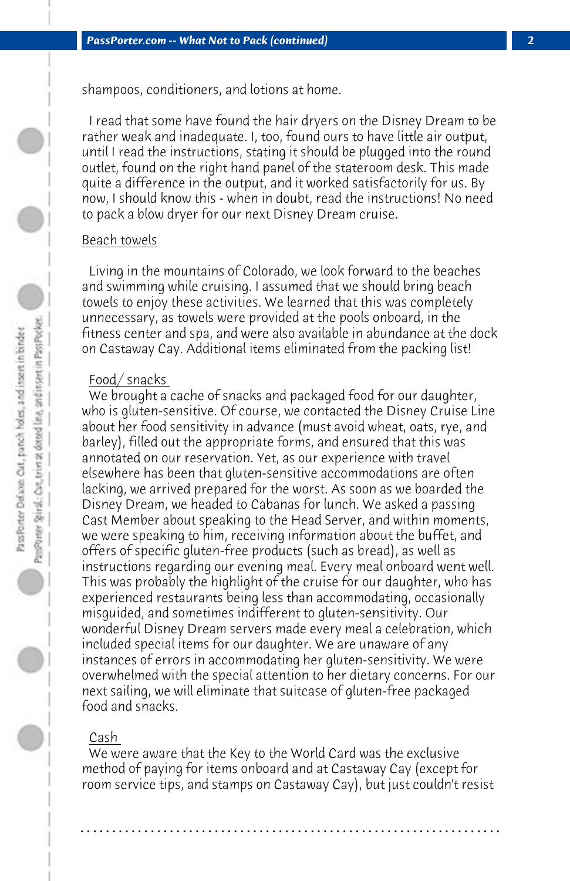shampoos, conditioners, and lotions at home.

I read that some have found the hair dryers on the Disney Dream to be rather weak and inadequate. I, too, found ours to have little air output, until I read the instructions, stating it should be plugged into the round outlet, found on the right hand panel of the stateroom desk. This made quite a difference in the output, and it worked satisfactorily for us. By now, I should know this - when in doubt, read the instructions! No need to pack a blow dryer for our next Disney Dream cruise.

Beach towels

Living in the mountains of Colorado, we look forward to the beaches and swimming while cruising. I assumed that we should bring beach towels to enjoy these activities. We learned that this was completely unnecessary, as towels were provided at the pools onboard, in the fitness center and spa, and were also available in abundance at the dock on Castaway Cay. Additional items eliminated from the packing list!

Food/ snacks

We brought a cache of snacks and packaged food for our daughter, who is gluten-sensitive. Of course, we contacted the Disney Cruise Line about her food sensitivity in advance (must avoid wheat, oats, rye, and barley), filled out the appropriate forms, and ensured that this was annotated on our reservation. Yet, as our experience with travel elsewhere has been that gluten-sensitive accommodations are often lacking, we arrived prepared for the worst. As soon as we boarded the Disney Dream, we headed to Cabanas for lunch. We asked a passing Cast Member about speaking to the Head Server, and within moments, we were speaking to him, receiving information about the buffet, and offers of specific gluten-free products (such as bread), as well as instructions regarding our evening meal. Every meal onboard went well. This was probably the highlight of the cruise for our daughter, who has experienced restaurants being less than accommodating, occasionally misguided, and sometimes indifferent to gluten-sensitivity. Our wonderful Disney Dream servers made every meal a celebration, which included special items for our daughter. We are unaware of any instances of errors in accommodating her gluten-sensitivity. We were overwhelmed with the special attention to her dietary concerns. For our next sailing, we will eliminate that suitcase of gluten-free packaged food and snacks.

Cash

We were aware that the Key to the World Card was the exclusive method of paying for items onboard and at Castaway Cay (except for room service tips, and stamps on Castaway Cay), but just couldn't resist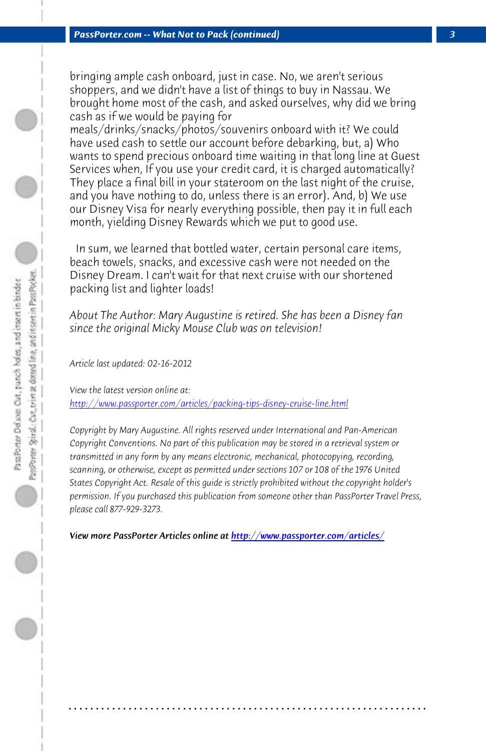bringing ample cash onboard, just in case. No, we aren't serious shoppers, and we didn't have a list of things to buy in Nassau. We brought home most of the cash, and asked ourselves, why did we bring cash as if we would be paying for meals/drinks/snacks/photos/souvenirs onboard with it? We could have used cash to settle our account before debarking, but, a) Who wants to spend precious onboard time waiting in that long line at Guest Services when, If you use your credit card, it is charged automatically? They place a final bill in your stateroom on the last night of the cruise, and you have nothing to do, unless there is an error). And, b) We use our Disney Visa for nearly everything possible, then pay it in full each month, yielding Disney Rewards which we put to good use.

In sum, we learned that bottled water, certain personal care items, beach towels, snacks, and excessive cash were not needed on the Disney Dream. I can't wait for that next cruise with our shortened packing list and lighter loads!

*About The Author: Mary Augustine is retired. She has been a Disney fan since the original Micky Mouse Club was on television!*

*Article last updated: 02-16-2012*

*View the latest version online at:*
*http://www.passporter.com/articles/packing-tips-disney-cruise-line.html*

*Copyright by Mary Augustine. All rights reserved under International and Pan-American Copyright Conventions. No part of this publication may be stored in a retrieval system or transmitted in any form by any means electronic, mechanical, photocopying, recording, scanning, or otherwise, except as permitted under sections 107 or 108 of the 1976 United States Copyright Act. Resale of this guide is strictly prohibited without the copyright holder's permission. If you purchased this publication from someone other than PassPorter Travel Press, please call 877-929-3273.*

***View more PassPorter Articles online at http://www.passporter.com/articles/***